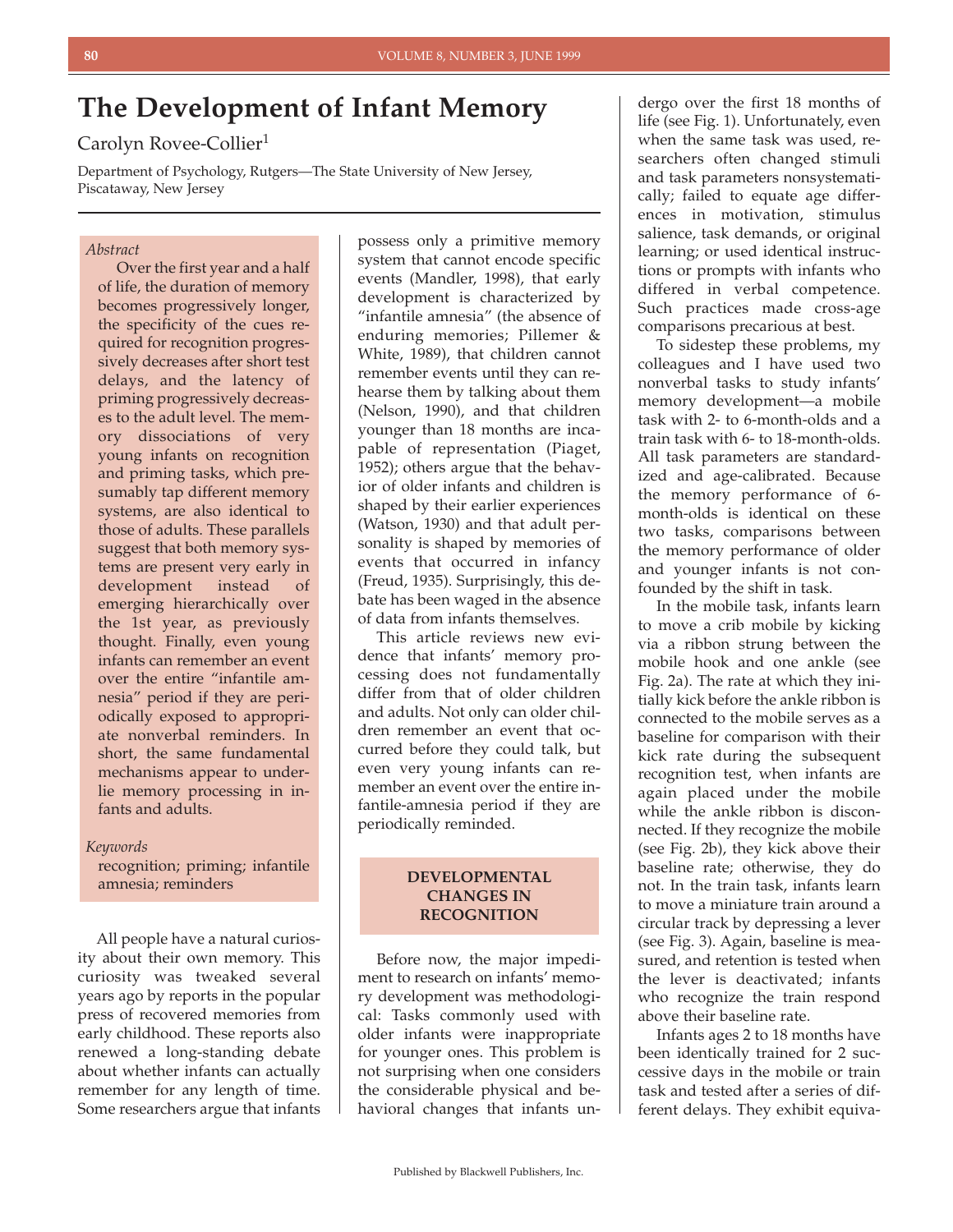# The Development of Infant Memory

Carolyn Rovee-Collier[1]

Department of Psychology, Rutgers—The State University of New Jersey, Piscataway, New Jersey

*Abstract*

Over the first year and a half of life, the duration of memory becomes progressively longer, the specificity of the cues required for recognition progressively decreases after short test delays, and the latency of priming progressively decreases to the adult level. The memory dissociations of very young infants on recognition and priming tasks, which presumably tap different memory systems, are also identical to those of adults. These parallels suggest that both memory systems are present very early in development instead of emerging hierarchically over the 1st year, as previously thought. Finally, even young infants can remember an event over the entire "infantile amnesia" period if they are periodically exposed to appropriate nonverbal reminders. In short, the same fundamental mechanisms appear to underlie memory processing in infants and adults.

*Keywords*

recognition; priming; infantile amnesia; reminders

All people have a natural curiosity about their own memory. This curiosity was tweaked several years ago by reports in the popular press of recovered memories from early childhood. These reports also renewed a long-standing debate about whether infants can actually remember for any length of time. Some researchers argue that infants possess only a primitive memory system that cannot encode specific events (Mandler, 1998), that early development is characterized by "infantile amnesia" (the absence of enduring memories; Pillemer & White, 1989), that children cannot remember events until they can rehearse them by talking about them (Nelson, 1990), and that children younger than 18 months are incapable of representation (Piaget, 1952); others argue that the behavior of older infants and children is shaped by their earlier experiences (Watson, 1930) and that adult personality is shaped by memories of events that occurred in infancy (Freud, 1935). Surprisingly, this debate has been waged in the absence of data from infants themselves.

This article reviews new evidence that infants' memory processing does not fundamentally differ from that of older children and adults. Not only can older children remember an event that occurred before they could talk, but even very young infants can remember an event over the entire infantile-amnesia period if they are periodically reminded.

## DEVELOPMENTAL CHANGES IN RECOGNITION

Before now, the major impediment to research on infants' memory development was methodological: Tasks commonly used with older infants were inappropriate for younger ones. This problem is not surprising when one considers the considerable physical and behavioral changes that infants undergo over the first 18 months of life (see Fig. 1). Unfortunately, even when the same task was used, researchers often changed stimuli and task parameters nonsystematically; failed to equate age differences in motivation, stimulus salience, task demands, or original learning; or used identical instructions or prompts with infants who differed in verbal competence. Such practices made cross-age comparisons precarious at best.

To sidestep these problems, my colleagues and I have used two nonverbal tasks to study infants' memory development—a mobile task with 2- to 6-month-olds and a train task with 6- to 18-month-olds. All task parameters are standardized and age-calibrated. Because the memory performance of 6-month-olds is identical on these two tasks, comparisons between the memory performance of older and younger infants is not confounded by the shift in task.

In the mobile task, infants learn to move a crib mobile by kicking via a ribbon strung between the mobile hook and one ankle (see Fig. 2a). The rate at which they initially kick before the ankle ribbon is connected to the mobile serves as a baseline for comparison with their kick rate during the subsequent recognition test, when infants are again placed under the mobile while the ankle ribbon is disconnected. If they recognize the mobile (see Fig. 2b), they kick above their baseline rate; otherwise, they do not. In the train task, infants learn to move a miniature train around a circular track by depressing a lever (see Fig. 3). Again, baseline is measured, and retention is tested when the lever is deactivated; infants who recognize the train respond above their baseline rate.

Infants ages 2 to 18 months have been identically trained for 2 successive days in the mobile or train task and tested after a series of different delays. They exhibit equiva-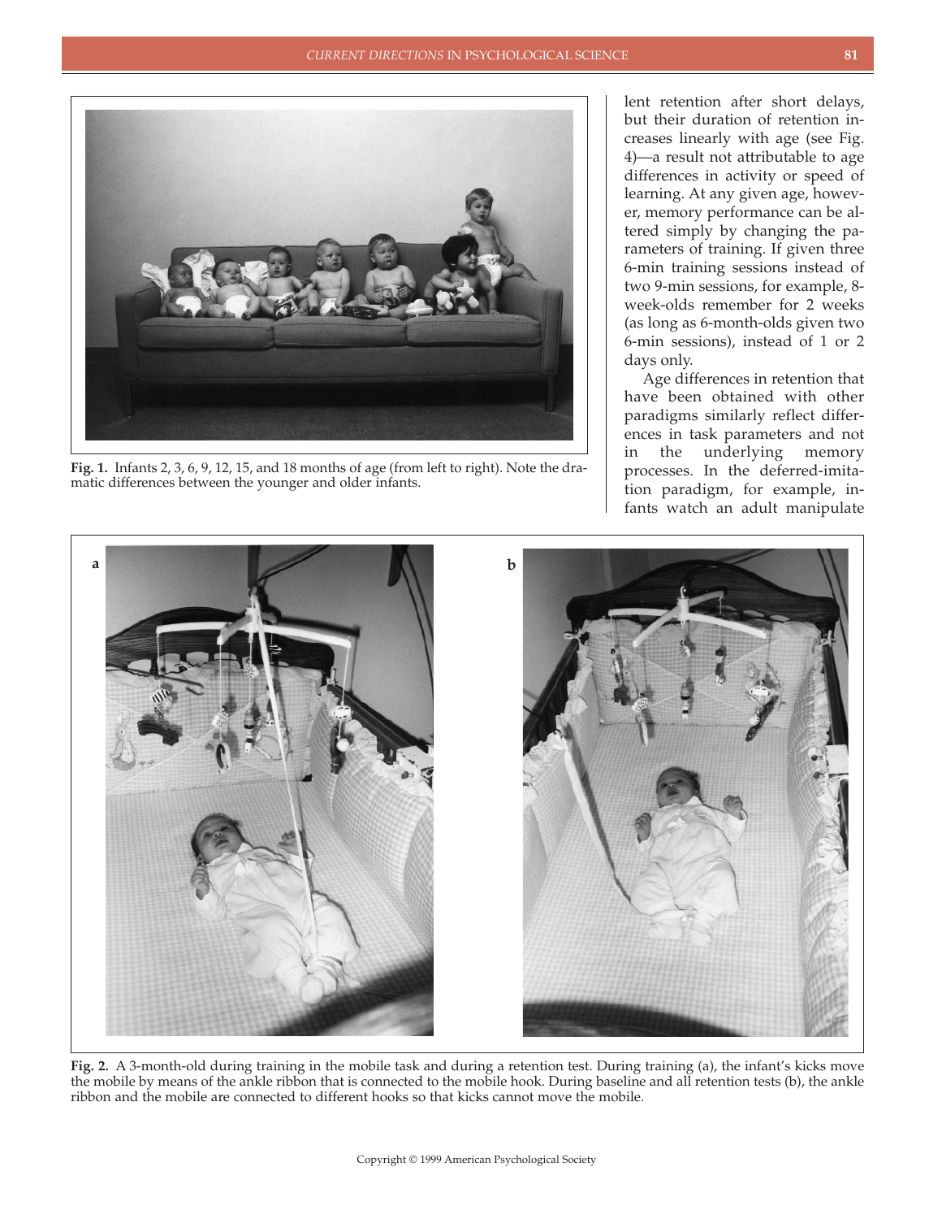lent retention after short delays, but their duration of retention increases linearly with age (see Fig. 4)—a result not attributable to age differences in activity or speed of learning. At any given age, however, memory performance can be altered simply by changing the parameters of training. If given three 6-min training sessions instead of two 9-min sessions, for example, 8-week-olds remember for 2 weeks (as long as 6-month-olds given two 6-min sessions), instead of 1 or 2 days only.

Age differences in retention that have been obtained with other paradigms similarly reflect differences in task parameters and not in the underlying memory processes. In the deferred-imitation paradigm, for example, infants watch an adult manipulate

**Fig. 1.** Infants 2, 3, 6, 9, 12, 15, and 18 months of age (from left to right). Note the dramatic differences between the younger and older infants.

**Fig. 2.** A 3-month-old during training in the mobile task and during a retention test. During training (a), the infant's kicks move the mobile by means of the ankle ribbon that is connected to the mobile hook. During baseline and all retention tests (b), the ankle ribbon and the mobile are connected to different hooks so that kicks cannot move the mobile.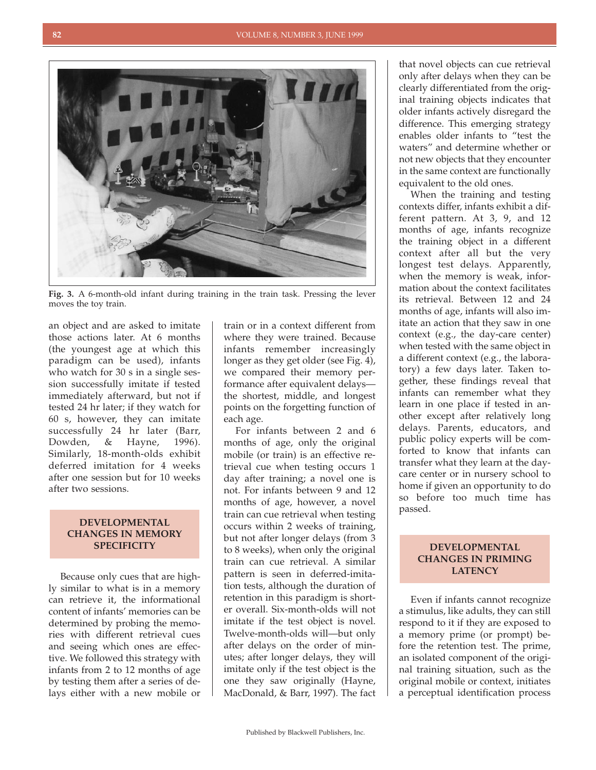Fig. 3. A 6-month-old infant during training in the train task. Pressing the lever moves the toy train.

an object and are asked to imitate those actions later. At 6 months (the youngest age at which this paradigm can be used), infants who watch for 30 s in a single session successfully imitate if tested immediately afterward, but not if tested 24 hr later; if they watch for 60 s, however, they can imitate successfully 24 hr later (Barr, Dowden, & Hayne, 1996). Similarly, 18-month-olds exhibit deferred imitation for 4 weeks after one session but for 10 weeks after two sessions.

## DEVELOPMENTAL CHANGES IN MEMORY SPECIFICITY

Because only cues that are highly similar to what is in a memory can retrieve it, the informational content of infants' memories can be determined by probing the memories with different retrieval cues and seeing which ones are effective. We followed this strategy with infants from 2 to 12 months of age by testing them after a series of delays either with a new mobile or train or in a context different from where they were trained. Because infants remember increasingly longer as they get older (see Fig. 4), we compared their memory performance after equivalent delays—the shortest, middle, and longest points on the forgetting function of each age.

For infants between 2 and 6 months of age, only the original mobile (or train) is an effective retrieval cue when testing occurs 1 day after training; a novel one is not. For infants between 9 and 12 months of age, however, a novel train can cue retrieval when testing occurs within 2 weeks of training, but not after longer delays (from 3 to 8 weeks), when only the original train can cue retrieval. A similar pattern is seen in deferred-imitation tests, although the duration of retention in this paradigm is shorter overall. Six-month-olds will not imitate if the test object is novel. Twelve-month-olds will—but only after delays on the order of minutes; after longer delays, they will imitate only if the test object is the one they saw originally (Hayne, MacDonald, & Barr, 1997). The fact that novel objects can cue retrieval only after delays when they can be clearly differentiated from the original training objects indicates that older infants actively disregard the difference. This emerging strategy enables older infants to "test the waters" and determine whether or not new objects that they encounter in the same context are functionally equivalent to the old ones.

When the training and testing contexts differ, infants exhibit a different pattern. At 3, 9, and 12 months of age, infants recognize the training object in a different context after all but the very longest test delays. Apparently, when the memory is weak, information about the context facilitates its retrieval. Between 12 and 24 months of age, infants will also imitate an action that they saw in one context (e.g., the day-care center) when tested with the same object in a different context (e.g., the laboratory) a few days later. Taken together, these findings reveal that infants can remember what they learn in one place if tested in another except after relatively long delays. Parents, educators, and public policy experts will be comforted to know that infants can transfer what they learn at the day-care center or in nursery school to home if given an opportunity to do so before too much time has passed.

## DEVELOPMENTAL CHANGES IN PRIMING LATENCY

Even if infants cannot recognize a stimulus, like adults, they can still respond to it if they are exposed to a memory prime (or prompt) before the retention test. The prime, an isolated component of the original training situation, such as the original mobile or context, initiates a perceptual identification process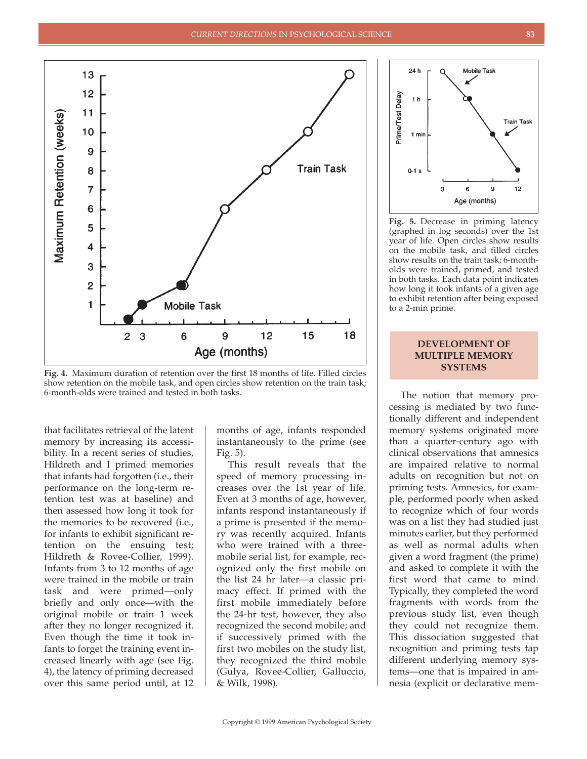Fig. 4. Maximum duration of retention over the first 18 months of life. Filled circles show retention on the mobile task, and open circles show retention on the train task; 6-month-olds were trained and tested in both tasks.

Fig. 5. Decrease in priming latency (graphed in log seconds) over the 1st year of life. Open circles show results on the mobile task, and filled circles show results on the train task; 6-month-olds were trained, primed, and tested in both tasks. Each data point indicates how long it took infants of a given age to exhibit retention after being exposed to a 2-min prime.

that facilitates retrieval of the latent memory by increasing its accessibility. In a recent series of studies, Hildreth and I primed memories that infants had forgotten (i.e., their performance on the long-term retention test was at baseline) and then assessed how long it took for the memories to be recovered (i.e., for infants to exhibit significant retention on the ensuing test; Hildreth & Rovee-Collier, 1999). Infants from 3 to 12 months of age were trained in the mobile or train task and were primed—only briefly and only once—with the original mobile or train 1 week after they no longer recognized it. Even though the time it took infants to forget the training event increased linearly with age (see Fig. 4), the latency of priming decreased over this same period until, at 12 months of age, infants responded instantaneously to the prime (see Fig. 5).

This result reveals that the speed of memory processing increases over the 1st year of life. Even at 3 months of age, however, infants respond instantaneously if a prime is presented if the memory was recently acquired. Infants who were trained with a three-mobile serial list, for example, recognized only the first mobile on the list 24 hr later—a classic primacy effect. If primed with the first mobile immediately before the 24-hr test, however, they also recognized the second mobile; and if successively primed with the first two mobiles on the study list, they recognized the third mobile (Gulya, Rovee-Collier, Galluccio, & Wilk, 1998).

## DEVELOPMENT OF MULTIPLE MEMORY SYSTEMS

The notion that memory processing is mediated by two functionally different and independent memory systems originated more than a quarter-century ago with clinical observations that amnesics are impaired relative to normal adults on recognition but not on priming tests. Amnesics, for example, performed poorly when asked to recognize which of four words was on a list they had studied just minutes earlier, but they performed as well as normal adults when given a word fragment (the prime) and asked to complete it with the first word that came to mind. Typically, they completed the word fragments with words from the previous study list, even though they could not recognize them. This dissociation suggested that recognition and priming tests tap different underlying memory systems—one that is impaired in amnesia (explicit or declarative mem-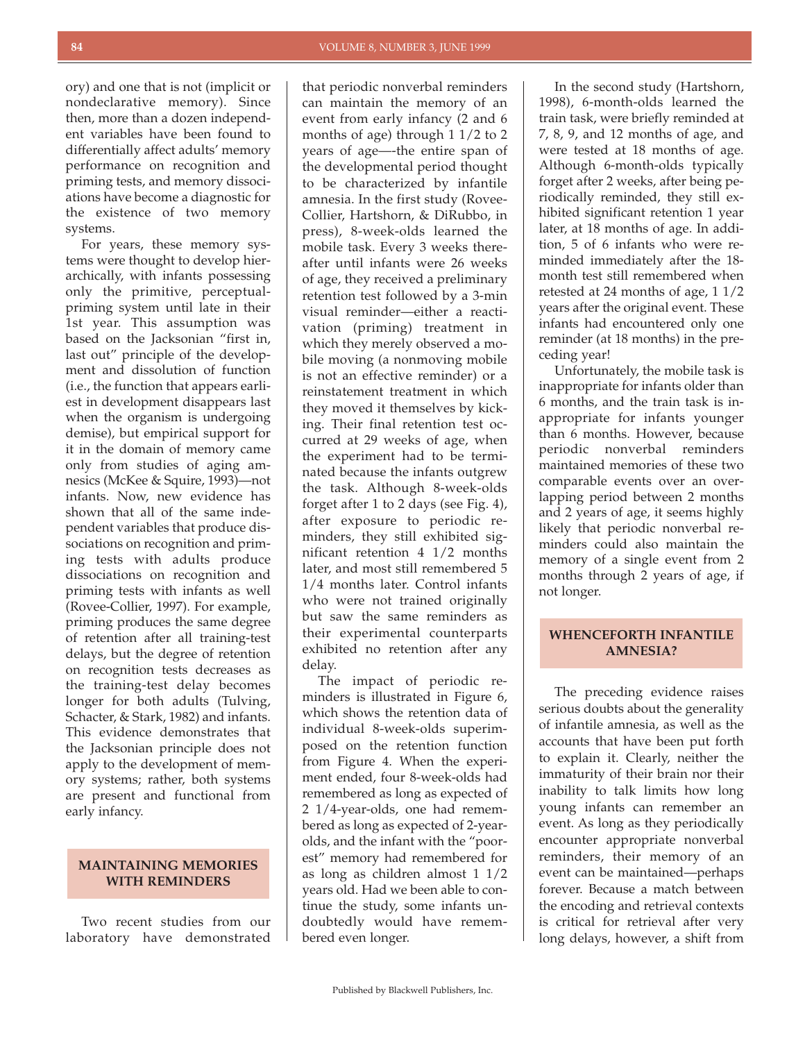ory) and one that is not (implicit or nondeclarative memory). Since then, more than a dozen independent variables have been found to differentially affect adults' memory performance on recognition and priming tests, and memory dissociations have become a diagnostic for the existence of two memory systems.

For years, these memory systems were thought to develop hierarchically, with infants possessing only the primitive, perceptual-priming system until late in their 1st year. This assumption was based on the Jacksonian "first in, last out" principle of the development and dissolution of function (i.e., the function that appears earliest in development disappears last when the organism is undergoing demise), but empirical support for it in the domain of memory came only from studies of aging amnesics (McKee & Squire, 1993)—not infants. Now, new evidence has shown that all of the same independent variables that produce dissociations on recognition and priming tests with adults produce dissociations on recognition and priming tests with infants as well (Rovee-Collier, 1997). For example, priming produces the same degree of retention after all training-test delays, but the degree of retention on recognition tests decreases as the training-test delay becomes longer for both adults (Tulving, Schacter, & Stark, 1982) and infants. This evidence demonstrates that the Jacksonian principle does not apply to the development of memory systems; rather, both systems are present and functional from early infancy.

## MAINTAINING MEMORIES WITH REMINDERS

Two recent studies from our laboratory have demonstrated that periodic nonverbal reminders can maintain the memory of an event from early infancy (2 and 6 months of age) through 1 1/2 to 2 years of age—-the entire span of the developmental period thought to be characterized by infantile amnesia. In the first study (Rovee-Collier, Hartshorn, & DiRubbo, in press), 8-week-olds learned the mobile task. Every 3 weeks thereafter until infants were 26 weeks of age, they received a preliminary retention test followed by a 3-min visual reminder—either a reactivation (priming) treatment in which they merely observed a mobile moving (a nonmoving mobile is not an effective reminder) or a reinstatement treatment in which they moved it themselves by kicking. Their final retention test occurred at 29 weeks of age, when the experiment had to be terminated because the infants outgrew the task. Although 8-week-olds forget after 1 to 2 days (see Fig. 4), after exposure to periodic reminders, they still exhibited significant retention 4 1/2 months later, and most still remembered 5 1/4 months later. Control infants who were not trained originally but saw the same reminders as their experimental counterparts exhibited no retention after any delay.

The impact of periodic reminders is illustrated in Figure 6, which shows the retention data of individual 8-week-olds superimposed on the retention function from Figure 4. When the experiment ended, four 8-week-olds had remembered as long as expected of 2 1/4-year-olds, one had remembered as long as expected of 2-year-olds, and the infant with the "poorest" memory had remembered for as long as children almost 1 1/2 years old. Had we been able to continue the study, some infants undoubtedly would have remembered even longer.

In the second study (Hartshorn, 1998), 6-month-olds learned the train task, were briefly reminded at 7, 8, 9, and 12 months of age, and were tested at 18 months of age. Although 6-month-olds typically forget after 2 weeks, after being periodically reminded, they still exhibited significant retention 1 year later, at 18 months of age. In addition, 5 of 6 infants who were reminded immediately after the 18-month test still remembered when retested at 24 months of age, 1 1/2 years after the original event. These infants had encountered only one reminder (at 18 months) in the preceding year!

Unfortunately, the mobile task is inappropriate for infants older than 6 months, and the train task is inappropriate for infants younger than 6 months. However, because periodic nonverbal reminders maintained memories of these two comparable events over an overlapping period between 2 months and 2 years of age, it seems highly likely that periodic nonverbal reminders could also maintain the memory of a single event from 2 months through 2 years of age, if not longer.

## WHENCEFORTH INFANTILE AMNESIA?

The preceding evidence raises serious doubts about the generality of infantile amnesia, as well as the accounts that have been put forth to explain it. Clearly, neither the immaturity of their brain nor their inability to talk limits how long young infants can remember an event. As long as they periodically encounter appropriate nonverbal reminders, their memory of an event can be maintained—perhaps forever. Because a match between the encoding and retrieval contexts is critical for retrieval after very long delays, however, a shift from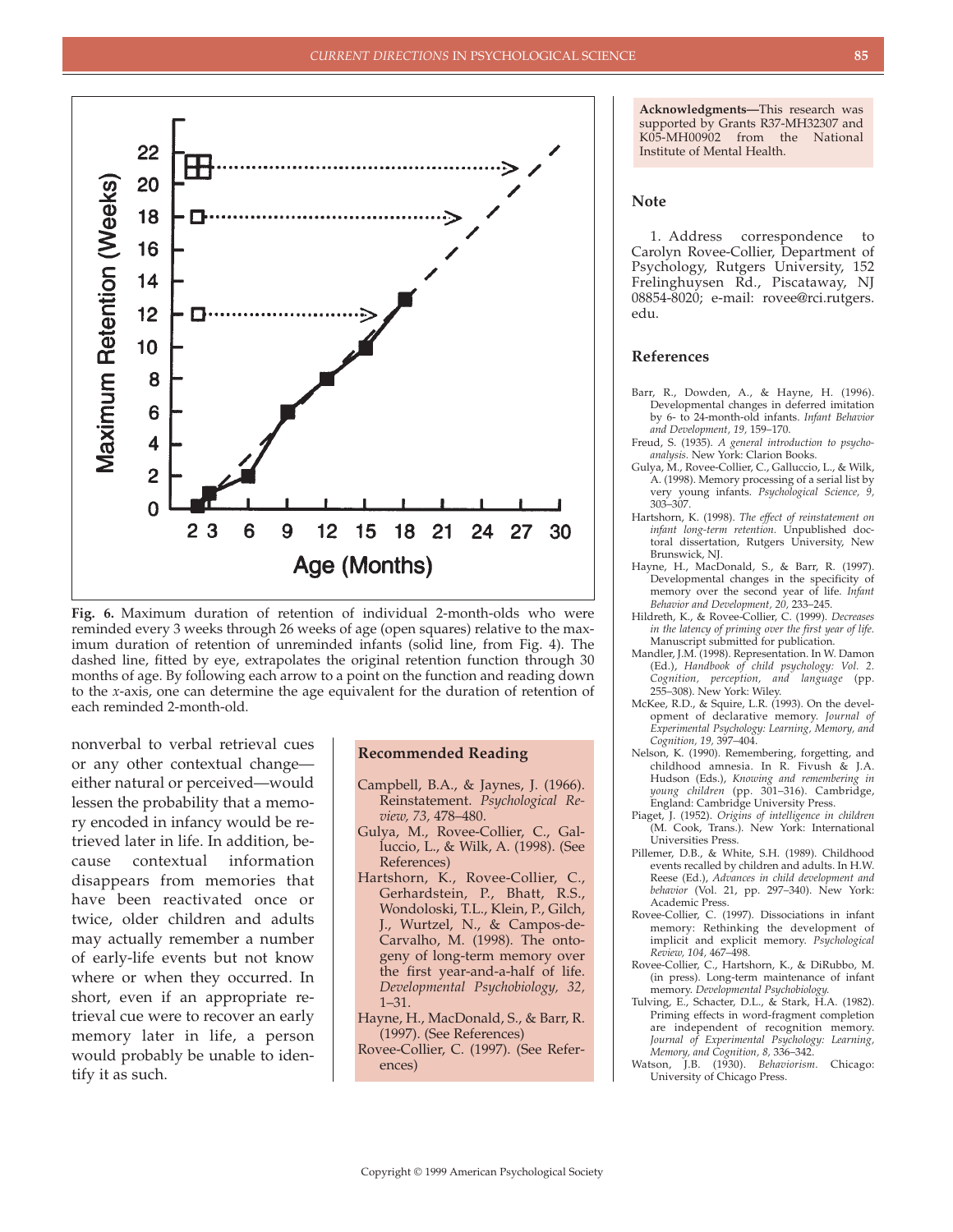Maximum Retention (Weeks)

22
20
18
16
14
12
10
8
6
4
2
0

2 3 6 9 12 15 18 21 24 27 30

Age (Months)

**Fig. 6.** Maximum duration of retention of individual 2-month-olds who were reminded every 3 weeks through 26 weeks of age (open squares) relative to the maximum duration of retention of unreminded infants (solid line, from Fig. 4). The dashed line, fitted by eye, extrapolates the original retention function through 30 months of age. By following each arrow to a point on the function and reading down to the *x*-axis, one can determine the age equivalent for the duration of retention of each reminded 2-month-old.

nonverbal to verbal retrieval cues or any other contextual change—either natural or perceived—would lessen the probability that a memory encoded in infancy would be retrieved later in life. In addition, because contextual information disappears from memories that have been reactivated once or twice, older children and adults may actually remember a number of early-life events but not know where or when they occurred. In short, even if an appropriate retrieval cue were to recover an early memory later in life, a person would probably be unable to identify it as such.

## Recommended Reading

Campbell, B.A., & Jaynes, J. (1966). Reinstatement. *Psychological Review, 73,* 478–480.

Gulya, M., Rovee-Collier, C., Galluccio, L., & Wilk, A. (1998). (See References)

Hartshorn, K., Rovee-Collier, C., Gerhardstein, P., Bhatt, R.S., Wondoloski, T.L., Klein, P., Gilch, J., Wurtzel, N., & Campos-de-Carvalho, M. (1998). The ontogeny of long-term memory over the first year-and-a-half of life. *Developmental Psychobiology, 32,* 1–31.

Hayne, H., MacDonald, S., & Barr, R. (1997). (See References)

Rovee-Collier, C. (1997). (See References)

**Acknowledgments—**This research was supported by Grants R37-MH32307 and K05-MH00902 from the National Institute of Mental Health.

## Note

1. Address correspondence to Carolyn Rovee-Collier, Department of Psychology, Rutgers University, 152 Frelinghuysen Rd., Piscataway, NJ 08854-8020; e-mail: rovee@rci.rutgers.edu.

## References

Barr, R., Dowden, A., & Hayne, H. (1996). Developmental changes in deferred imitation by 6- to 24-month-old infants. *Infant Behavior and Development, 19,* 159–170.

Freud, S. (1935). *A general introduction to psychoanalysis.* New York: Clarion Books.

Gulya, M., Rovee-Collier, C., Galluccio, L., & Wilk, A. (1998). Memory processing of a serial list by very young infants. *Psychological Science, 9,* 303–307.

Hartshorn, K. (1998). *The effect of reinstatement on infant long-term retention.* Unpublished doctoral dissertation, Rutgers University, New Brunswick, NJ.

Hayne, H., MacDonald, S., & Barr, R. (1997). Developmental changes in the specificity of memory over the second year of life. *Infant Behavior and Development, 20,* 233–245.

Hildreth, K., & Rovee-Collier, C. (1999). *Decreases in the latency of priming over the first year of life.* Manuscript submitted for publication.

Mandler, J.M. (1998). Representation. In W. Damon (Ed.), *Handbook of child psychology: Vol. 2. Cognition, perception, and language* (pp. 255–308). New York: Wiley.

McKee, R.D., & Squire, L.R. (1993). On the development of declarative memory. *Journal of Experimental Psychology: Learning, Memory, and Cognition, 19,* 397–404.

Nelson, K. (1990). Remembering, forgetting, and childhood amnesia. In R. Fivush & J.A. Hudson (Eds.), *Knowing and remembering in young children* (pp. 301–316). Cambridge, England: Cambridge University Press.

Piaget, J. (1952). *Origins of intelligence in children* (M. Cook, Trans.). New York: International Universities Press.

Pillemer, D.B., & White, S.H. (1989). Childhood events recalled by children and adults. In H.W. Reese (Ed.), *Advances in child development and behavior* (Vol. 21, pp. 297–340). New York: Academic Press.

Rovee-Collier, C. (1997). Dissociations in infant memory: Rethinking the development of implicit and explicit memory. *Psychological Review, 104,* 467–498.

Rovee-Collier, C., Hartshorn, K., & DiRubbo, M. (in press). Long-term maintenance of infant memory. *Developmental Psychobiology.*

Tulving, E., Schacter, D.L., & Stark, H.A. (1982). Priming effects in word-fragment completion are independent of recognition memory. *Journal of Experimental Psychology: Learning, Memory, and Cognition, 8,* 336–342.

Watson, J.B. (1930). *Behaviorism.* Chicago: University of Chicago Press.